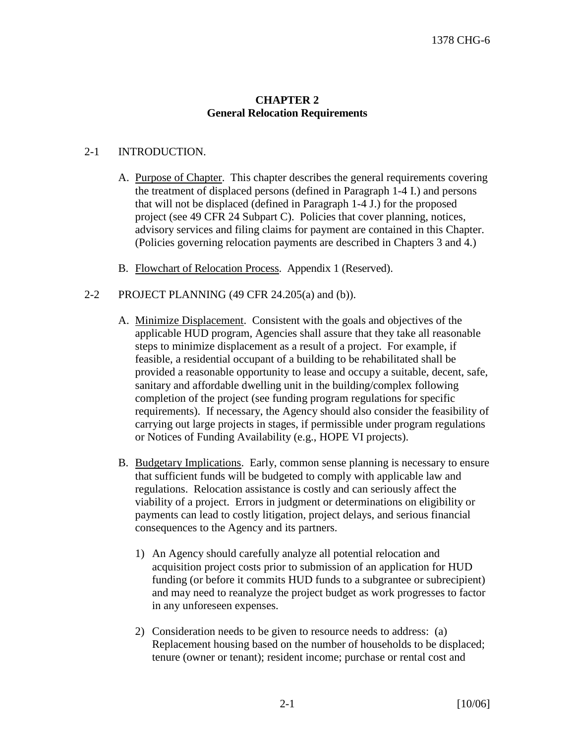# CHAPTER 2
## General Relocation Requirements

2-1 INTRODUCTION.

A. Purpose of Chapter. This chapter describes the general requirements covering the treatment of displaced persons (defined in Paragraph 1-4 I.) and persons that will not be displaced (defined in Paragraph 1-4 J.) for the proposed project (see 49 CFR 24 Subpart C). Policies that cover planning, notices, advisory services and filing claims for payment are contained in this Chapter. (Policies governing relocation payments are described in Chapters 3 and 4.)

B. Flowchart of Relocation Process. Appendix 1 (Reserved).

2-2 PROJECT PLANNING (49 CFR 24.205(a) and (b)).

A. Minimize Displacement. Consistent with the goals and objectives of the applicable HUD program, Agencies shall assure that they take all reasonable steps to minimize displacement as a result of a project. For example, if feasible, a residential occupant of a building to be rehabilitated shall be provided a reasonable opportunity to lease and occupy a suitable, decent, safe, sanitary and affordable dwelling unit in the building/complex following completion of the project (see funding program regulations for specific requirements). If necessary, the Agency should also consider the feasibility of carrying out large projects in stages, if permissible under program regulations or Notices of Funding Availability (e.g., HOPE VI projects).

B. Budgetary Implications. Early, common sense planning is necessary to ensure that sufficient funds will be budgeted to comply with applicable law and regulations. Relocation assistance is costly and can seriously affect the viability of a project. Errors in judgment or determinations on eligibility or payments can lead to costly litigation, project delays, and serious financial consequences to the Agency and its partners.

1) An Agency should carefully analyze all potential relocation and acquisition project costs prior to submission of an application for HUD funding (or before it commits HUD funds to a subgrantee or subrecipient) and may need to reanalyze the project budget as work progresses to factor in any unforeseen expenses.

2) Consideration needs to be given to resource needs to address: (a) Replacement housing based on the number of households to be displaced; tenure (owner or tenant); resident income; purchase or rental cost and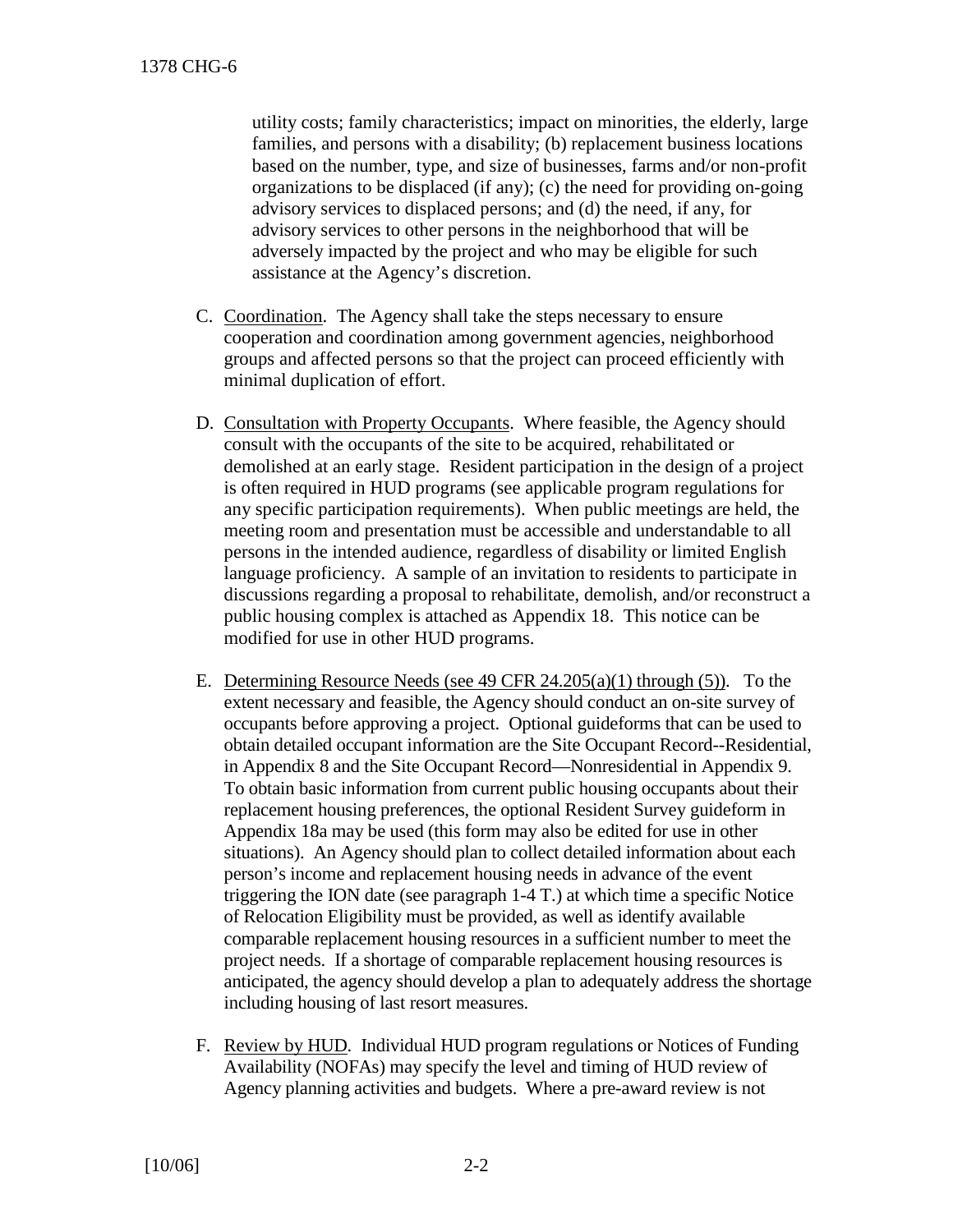utility costs; family characteristics; impact on minorities, the elderly, large families, and persons with a disability; (b) replacement business locations based on the number, type, and size of businesses, farms and/or non-profit organizations to be displaced (if any); (c) the need for providing on-going advisory services to displaced persons; and (d) the need, if any, for advisory services to other persons in the neighborhood that will be adversely impacted by the project and who may be eligible for such assistance at the Agency's discretion.

C. <u>Coordination</u>. The Agency shall take the steps necessary to ensure cooperation and coordination among government agencies, neighborhood groups and affected persons so that the project can proceed efficiently with minimal duplication of effort.

D. <u>Consultation with Property Occupants</u>. Where feasible, the Agency should consult with the occupants of the site to be acquired, rehabilitated or demolished at an early stage. Resident participation in the design of a project is often required in HUD programs (see applicable program regulations for any specific participation requirements). When public meetings are held, the meeting room and presentation must be accessible and understandable to all persons in the intended audience, regardless of disability or limited English language proficiency. A sample of an invitation to residents to participate in discussions regarding a proposal to rehabilitate, demolish, and/or reconstruct a public housing complex is attached as Appendix 18. This notice can be modified for use in other HUD programs.

E. <u>Determining Resource Needs (see 49 CFR 24.205(a)(1) through (5))</u>. To the extent necessary and feasible, the Agency should conduct an on-site survey of occupants before approving a project. Optional guideforms that can be used to obtain detailed occupant information are the Site Occupant Record--Residential, in Appendix 8 and the Site Occupant Record—Nonresidential in Appendix 9. To obtain basic information from current public housing occupants about their replacement housing preferences, the optional Resident Survey guideform in Appendix 18a may be used (this form may also be edited for use in other situations). An Agency should plan to collect detailed information about each person's income and replacement housing needs in advance of the event triggering the ION date (see paragraph 1-4 T.) at which time a specific Notice of Relocation Eligibility must be provided, as well as identify available comparable replacement housing resources in a sufficient number to meet the project needs. If a shortage of comparable replacement housing resources is anticipated, the agency should develop a plan to adequately address the shortage including housing of last resort measures.

F. <u>Review by HUD</u>. Individual HUD program regulations or Notices of Funding Availability (NOFAs) may specify the level and timing of HUD review of Agency planning activities and budgets. Where a pre-award review is not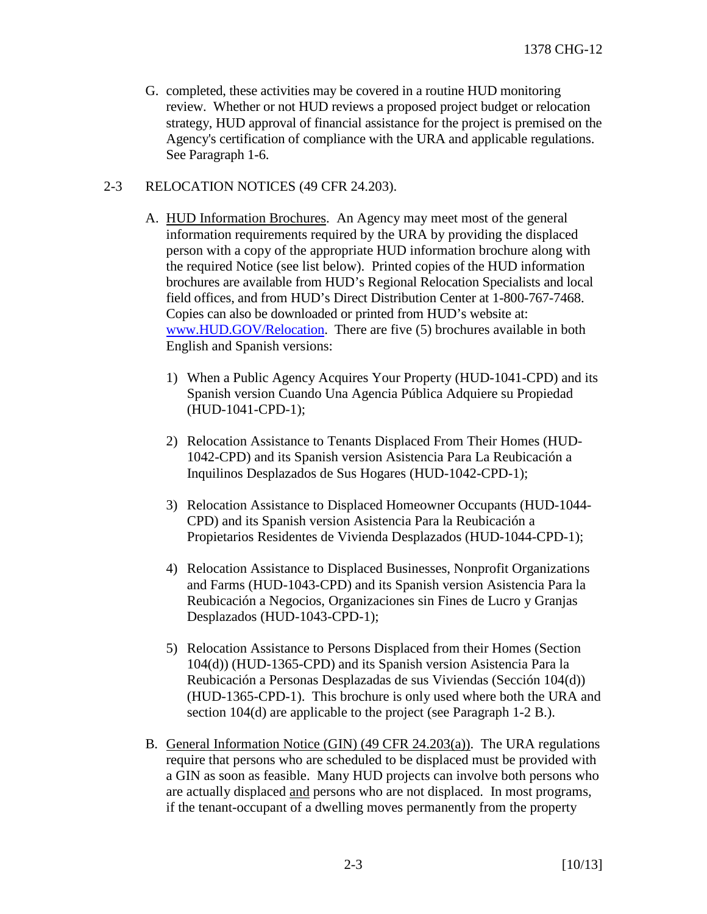G. completed, these activities may be covered in a routine HUD monitoring review. Whether or not HUD reviews a proposed project budget or relocation strategy, HUD approval of financial assistance for the project is premised on the Agency's certification of compliance with the URA and applicable regulations. See Paragraph 1-6.

## 2-3 RELOCATION NOTICES (49 CFR 24.203).

A. HUD Information Brochures. An Agency may meet most of the general information requirements required by the URA by providing the displaced person with a copy of the appropriate HUD information brochure along with the required Notice (see list below). Printed copies of the HUD information brochures are available from HUD's Regional Relocation Specialists and local field offices, and from HUD's Direct Distribution Center at 1-800-767-7468. Copies can also be downloaded or printed from HUD's website at: [www.HUD.GOV/Relocation](http://www.HUD.GOV/Relocation). There are five (5) brochures available in both English and Spanish versions:

1) When a Public Agency Acquires Your Property (HUD-1041-CPD) and its Spanish version Cuando Una Agencia Pública Adquiere su Propiedad (HUD-1041-CPD-1);

2) Relocation Assistance to Tenants Displaced From Their Homes (HUD-1042-CPD) and its Spanish version Asistencia Para La Reubicación a Inquilinos Desplazados de Sus Hogares (HUD-1042-CPD-1);

3) Relocation Assistance to Displaced Homeowner Occupants (HUD-1044-CPD) and its Spanish version Asistencia Para la Reubicación a Propietarios Residentes de Vivienda Desplazados (HUD-1044-CPD-1);

4) Relocation Assistance to Displaced Businesses, Nonprofit Organizations and Farms (HUD-1043-CPD) and its Spanish version Asistencia Para la Reubicación a Negocios, Organizaciones sin Fines de Lucro y Granjas Desplazados (HUD-1043-CPD-1);

5) Relocation Assistance to Persons Displaced from their Homes (Section 104(d)) (HUD-1365-CPD) and its Spanish version Asistencia Para la Reubicación a Personas Desplazadas de sus Viviendas (Sección 104(d)) (HUD-1365-CPD-1). This brochure is only used where both the URA and section 104(d) are applicable to the project (see Paragraph 1-2 B.).

B. General Information Notice (GIN) (49 CFR 24.203(a)). The URA regulations require that persons who are scheduled to be displaced must be provided with a GIN as soon as feasible. Many HUD projects can involve both persons who are actually displaced and persons who are not displaced. In most programs, if the tenant-occupant of a dwelling moves permanently from the property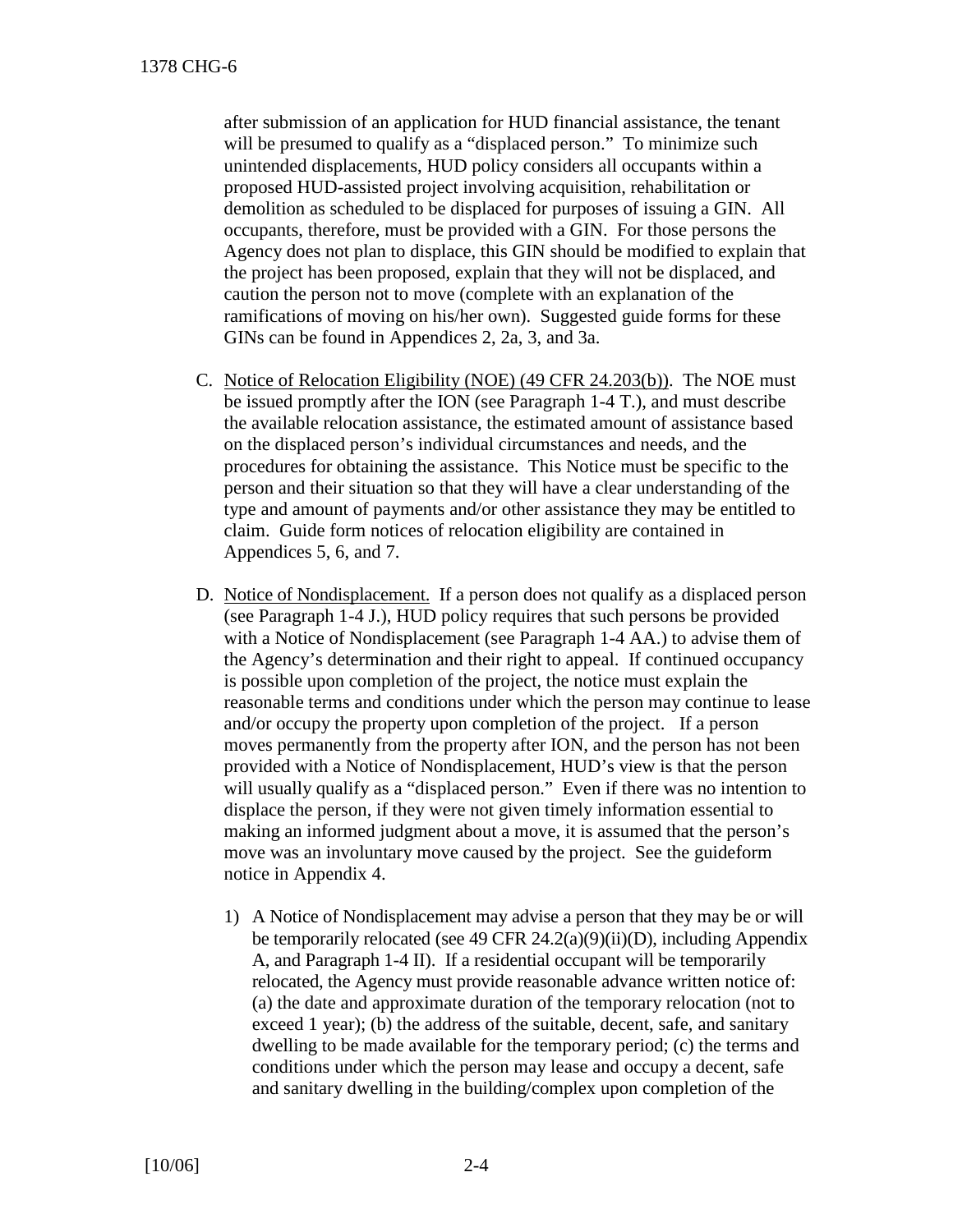after submission of an application for HUD financial assistance, the tenant will be presumed to qualify as a "displaced person." To minimize such unintended displacements, HUD policy considers all occupants within a proposed HUD-assisted project involving acquisition, rehabilitation or demolition as scheduled to be displaced for purposes of issuing a GIN. All occupants, therefore, must be provided with a GIN. For those persons the Agency does not plan to displace, this GIN should be modified to explain that the project has been proposed, explain that they will not be displaced, and caution the person not to move (complete with an explanation of the ramifications of moving on his/her own). Suggested guide forms for these GINs can be found in Appendices 2, 2a, 3, and 3a.

C. <u>Notice of Relocation Eligibility (NOE) (49 CFR 24.203(b))</u>. The NOE must be issued promptly after the ION (see Paragraph 1-4 T.), and must describe the available relocation assistance, the estimated amount of assistance based on the displaced person's individual circumstances and needs, and the procedures for obtaining the assistance. This Notice must be specific to the person and their situation so that they will have a clear understanding of the type and amount of payments and/or other assistance they may be entitled to claim. Guide form notices of relocation eligibility are contained in Appendices 5, 6, and 7.

D. <u>Notice of Nondisplacement.</u> If a person does not qualify as a displaced person (see Paragraph 1-4 J.), HUD policy requires that such persons be provided with a Notice of Nondisplacement (see Paragraph 1-4 AA.) to advise them of the Agency's determination and their right to appeal. If continued occupancy is possible upon completion of the project, the notice must explain the reasonable terms and conditions under which the person may continue to lease and/or occupy the property upon completion of the project. If a person moves permanently from the property after ION, and the person has not been provided with a Notice of Nondisplacement, HUD's view is that the person will usually qualify as a "displaced person." Even if there was no intention to displace the person, if they were not given timely information essential to making an informed judgment about a move, it is assumed that the person's move was an involuntary move caused by the project. See the guideform notice in Appendix 4.

   1) A Notice of Nondisplacement may advise a person that they may be or will be temporarily relocated (see 49 CFR 24.2(a)(9)(ii)(D), including Appendix A, and Paragraph 1-4 II). If a residential occupant will be temporarily relocated, the Agency must provide reasonable advance written notice of: (a) the date and approximate duration of the temporary relocation (not to exceed 1 year); (b) the address of the suitable, decent, safe, and sanitary dwelling to be made available for the temporary period; (c) the terms and conditions under which the person may lease and occupy a decent, safe and sanitary dwelling in the building/complex upon completion of the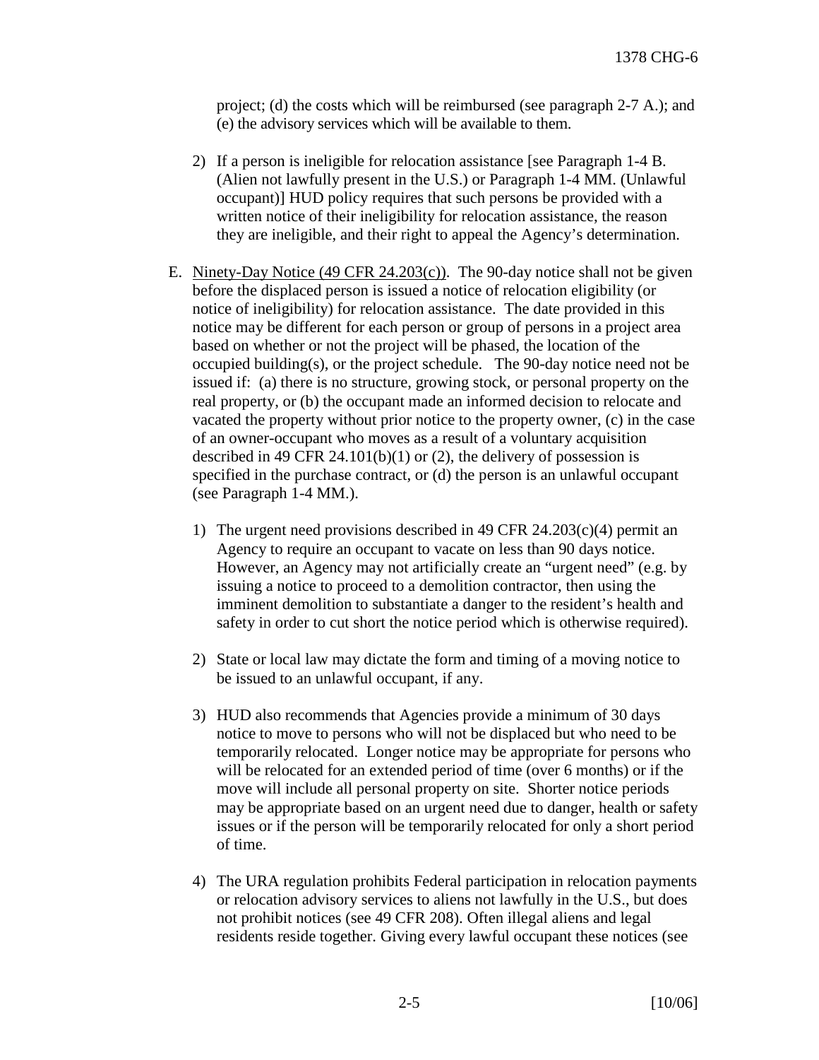project; (d) the costs which will be reimbursed (see paragraph 2-7 A.); and (e) the advisory services which will be available to them.

2) If a person is ineligible for relocation assistance [see Paragraph 1-4 B. (Alien not lawfully present in the U.S.) or Paragraph 1-4 MM. (Unlawful occupant)] HUD policy requires that such persons be provided with a written notice of their ineligibility for relocation assistance, the reason they are ineligible, and their right to appeal the Agency's determination.

E. Ninety-Day Notice (49 CFR 24.203(c)). The 90-day notice shall not be given before the displaced person is issued a notice of relocation eligibility (or notice of ineligibility) for relocation assistance. The date provided in this notice may be different for each person or group of persons in a project area based on whether or not the project will be phased, the location of the occupied building(s), or the project schedule. The 90-day notice need not be issued if: (a) there is no structure, growing stock, or personal property on the real property, or (b) the occupant made an informed decision to relocate and vacated the property without prior notice to the property owner, (c) in the case of an owner-occupant who moves as a result of a voluntary acquisition described in 49 CFR 24.101(b)(1) or (2), the delivery of possession is specified in the purchase contract, or (d) the person is an unlawful occupant (see Paragraph 1-4 MM.).

1) The urgent need provisions described in 49 CFR 24.203(c)(4) permit an Agency to require an occupant to vacate on less than 90 days notice. However, an Agency may not artificially create an "urgent need" (e.g. by issuing a notice to proceed to a demolition contractor, then using the imminent demolition to substantiate a danger to the resident's health and safety in order to cut short the notice period which is otherwise required).

2) State or local law may dictate the form and timing of a moving notice to be issued to an unlawful occupant, if any.

3) HUD also recommends that Agencies provide a minimum of 30 days notice to move to persons who will not be displaced but who need to be temporarily relocated. Longer notice may be appropriate for persons who will be relocated for an extended period of time (over 6 months) or if the move will include all personal property on site. Shorter notice periods may be appropriate based on an urgent need due to danger, health or safety issues or if the person will be temporarily relocated for only a short period of time.

4) The URA regulation prohibits Federal participation in relocation payments or relocation advisory services to aliens not lawfully in the U.S., but does not prohibit notices (see 49 CFR 208). Often illegal aliens and legal residents reside together. Giving every lawful occupant these notices (see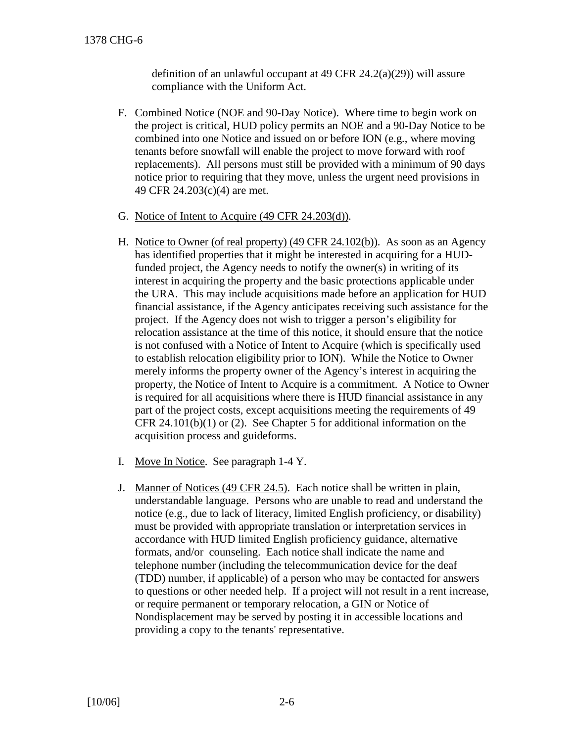definition of an unlawful occupant at 49 CFR 24.2(a)(29)) will assure compliance with the Uniform Act.

F. <u>Combined Notice (NOE and 90-Day Notice)</u>. Where time to begin work on the project is critical, HUD policy permits an NOE and a 90-Day Notice to be combined into one Notice and issued on or before ION (e.g., where moving tenants before snowfall will enable the project to move forward with roof replacements). All persons must still be provided with a minimum of 90 days notice prior to requiring that they move, unless the urgent need provisions in 49 CFR 24.203(c)(4) are met.

G. <u>Notice of Intent to Acquire (49 CFR 24.203(d))</u>.

H. <u>Notice to Owner (of real property) (49 CFR 24.102(b))</u>. As soon as an Agency has identified properties that it might be interested in acquiring for a HUD-funded project, the Agency needs to notify the owner(s) in writing of its interest in acquiring the property and the basic protections applicable under the URA. This may include acquisitions made before an application for HUD financial assistance, if the Agency anticipates receiving such assistance for the project. If the Agency does not wish to trigger a person's eligibility for relocation assistance at the time of this notice, it should ensure that the notice is not confused with a Notice of Intent to Acquire (which is specifically used to establish relocation eligibility prior to ION). While the Notice to Owner merely informs the property owner of the Agency's interest in acquiring the property, the Notice of Intent to Acquire is a commitment. A Notice to Owner is required for all acquisitions where there is HUD financial assistance in any part of the project costs, except acquisitions meeting the requirements of 49 CFR 24.101(b)(1) or (2). See Chapter 5 for additional information on the acquisition process and guideforms.

I. <u>Move In Notice</u>. See paragraph 1-4 Y.

J. <u>Manner of Notices (49 CFR 24.5)</u>. Each notice shall be written in plain, understandable language. Persons who are unable to read and understand the notice (e.g., due to lack of literacy, limited English proficiency, or disability) must be provided with appropriate translation or interpretation services in accordance with HUD limited English proficiency guidance, alternative formats, and/or counseling. Each notice shall indicate the name and telephone number (including the telecommunication device for the deaf (TDD) number, if applicable) of a person who may be contacted for answers to questions or other needed help. If a project will not result in a rent increase, or require permanent or temporary relocation, a GIN or Notice of Nondisplacement may be served by posting it in accessible locations and providing a copy to the tenants' representative.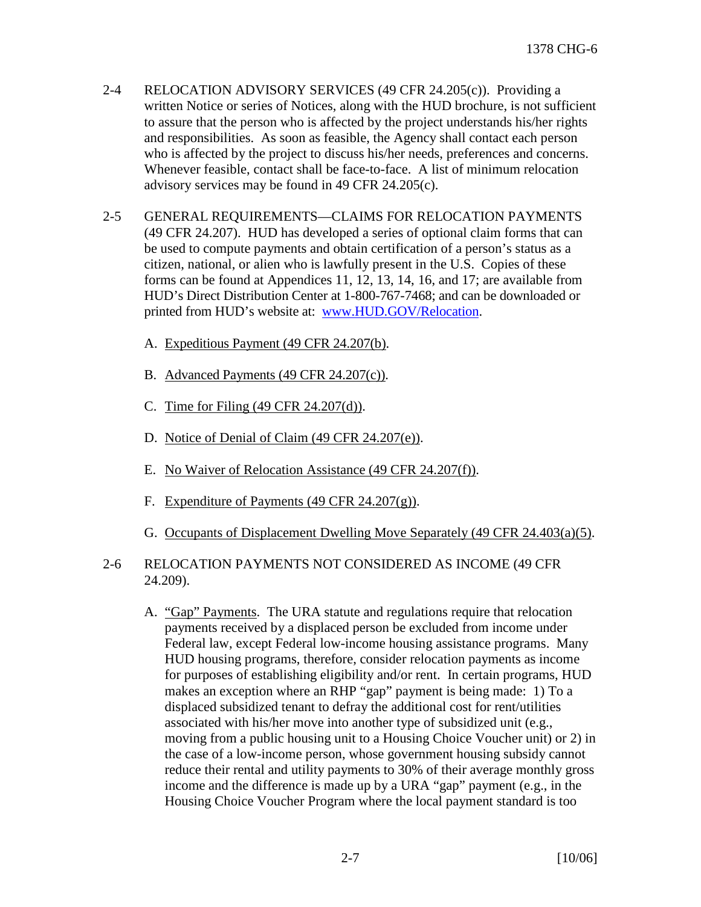2-4 RELOCATION ADVISORY SERVICES (49 CFR 24.205(c)). Providing a written Notice or series of Notices, along with the HUD brochure, is not sufficient to assure that the person who is affected by the project understands his/her rights and responsibilities. As soon as feasible, the Agency shall contact each person who is affected by the project to discuss his/her needs, preferences and concerns. Whenever feasible, contact shall be face-to-face. A list of minimum relocation advisory services may be found in 49 CFR 24.205(c).

2-5 GENERAL REQUIREMENTS—CLAIMS FOR RELOCATION PAYMENTS (49 CFR 24.207). HUD has developed a series of optional claim forms that can be used to compute payments and obtain certification of a person's status as a citizen, national, or alien who is lawfully present in the U.S. Copies of these forms can be found at Appendices 11, 12, 13, 14, 16, and 17; are available from HUD's Direct Distribution Center at 1-800-767-7468; and can be downloaded or printed from HUD's website at: [www.HUD.GOV/Relocation](www.HUD.GOV/Relocation).

A. Expeditious Payment (49 CFR 24.207(b).

B. Advanced Payments (49 CFR 24.207(c)).

C. Time for Filing (49 CFR 24.207(d)).

D. Notice of Denial of Claim (49 CFR 24.207(e)).

E. No Waiver of Relocation Assistance (49 CFR 24.207(f)).

F. Expenditure of Payments (49 CFR 24.207(g)).

G. Occupants of Displacement Dwelling Move Separately (49 CFR 24.403(a)(5).

2-6 RELOCATION PAYMENTS NOT CONSIDERED AS INCOME (49 CFR 24.209).

A. "Gap" Payments. The URA statute and regulations require that relocation payments received by a displaced person be excluded from income under Federal law, except Federal low-income housing assistance programs. Many HUD housing programs, therefore, consider relocation payments as income for purposes of establishing eligibility and/or rent. In certain programs, HUD makes an exception where an RHP "gap" payment is being made: 1) To a displaced subsidized tenant to defray the additional cost for rent/utilities associated with his/her move into another type of subsidized unit (e.g., moving from a public housing unit to a Housing Choice Voucher unit) or 2) in the case of a low-income person, whose government housing subsidy cannot reduce their rental and utility payments to 30% of their average monthly gross income and the difference is made up by a URA "gap" payment (e.g., in the Housing Choice Voucher Program where the local payment standard is too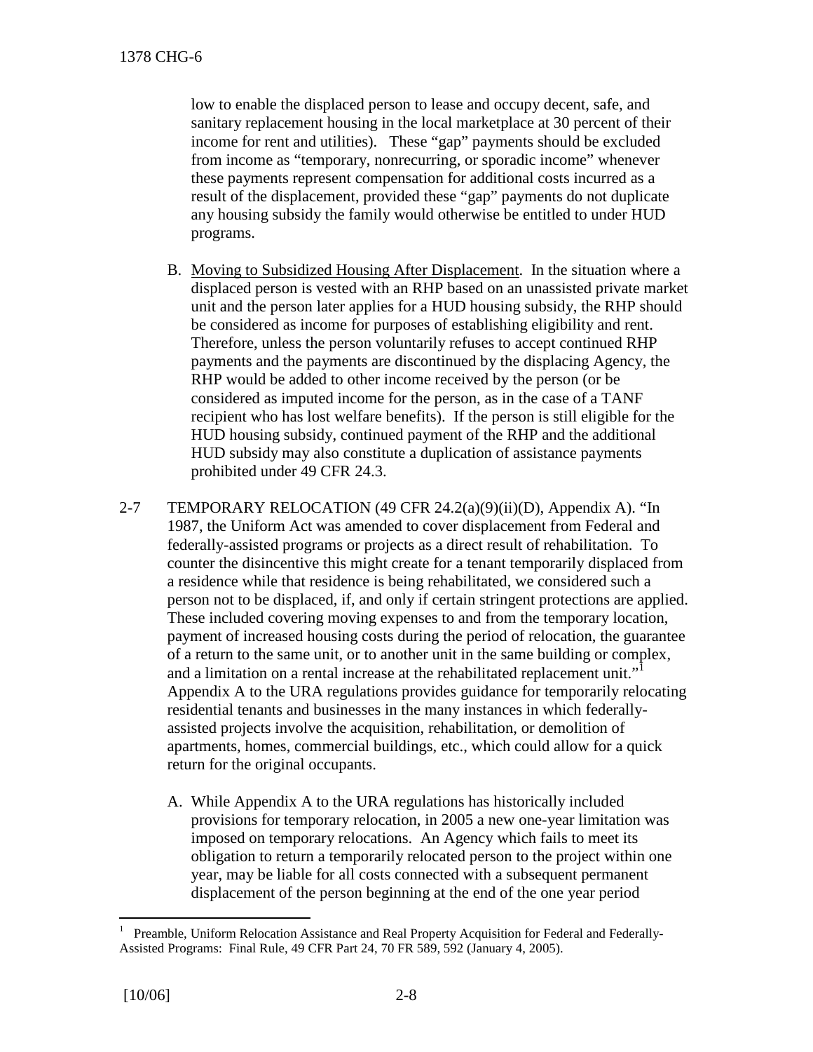low to enable the displaced person to lease and occupy decent, safe, and sanitary replacement housing in the local marketplace at 30 percent of their income for rent and utilities). These "gap" payments should be excluded from income as "temporary, nonrecurring, or sporadic income" whenever these payments represent compensation for additional costs incurred as a result of the displacement, provided these "gap" payments do not duplicate any housing subsidy the family would otherwise be entitled to under HUD programs.

B. Moving to Subsidized Housing After Displacement. In the situation where a displaced person is vested with an RHP based on an unassisted private market unit and the person later applies for a HUD housing subsidy, the RHP should be considered as income for purposes of establishing eligibility and rent. Therefore, unless the person voluntarily refuses to accept continued RHP payments and the payments are discontinued by the displacing Agency, the RHP would be added to other income received by the person (or be considered as imputed income for the person, as in the case of a TANF recipient who has lost welfare benefits). If the person is still eligible for the HUD housing subsidy, continued payment of the RHP and the additional HUD subsidy may also constitute a duplication of assistance payments prohibited under 49 CFR 24.3.

2-7 TEMPORARY RELOCATION (49 CFR 24.2(a)(9)(ii)(D), Appendix A). "In 1987, the Uniform Act was amended to cover displacement from Federal and federally-assisted programs or projects as a direct result of rehabilitation. To counter the disincentive this might create for a tenant temporarily displaced from a residence while that residence is being rehabilitated, we considered such a person not to be displaced, if, and only if certain stringent protections are applied. These included covering moving expenses to and from the temporary location, payment of increased housing costs during the period of relocation, the guarantee of a return to the same unit, or to another unit in the same building or complex, and a limitation on a rental increase at the rehabilitated replacement unit."[1] Appendix A to the URA regulations provides guidance for temporarily relocating residential tenants and businesses in the many instances in which federally-assisted projects involve the acquisition, rehabilitation, or demolition of apartments, homes, commercial buildings, etc., which could allow for a quick return for the original occupants.

A. While Appendix A to the URA regulations has historically included provisions for temporary relocation, in 2005 a new one-year limitation was imposed on temporary relocations. An Agency which fails to meet its obligation to return a temporarily relocated person to the project within one year, may be liable for all costs connected with a subsequent permanent displacement of the person beginning at the end of the one year period

---

[1] Preamble, Uniform Relocation Assistance and Real Property Acquisition for Federal and Federally-Assisted Programs: Final Rule, 49 CFR Part 24, 70 FR 589, 592 (January 4, 2005).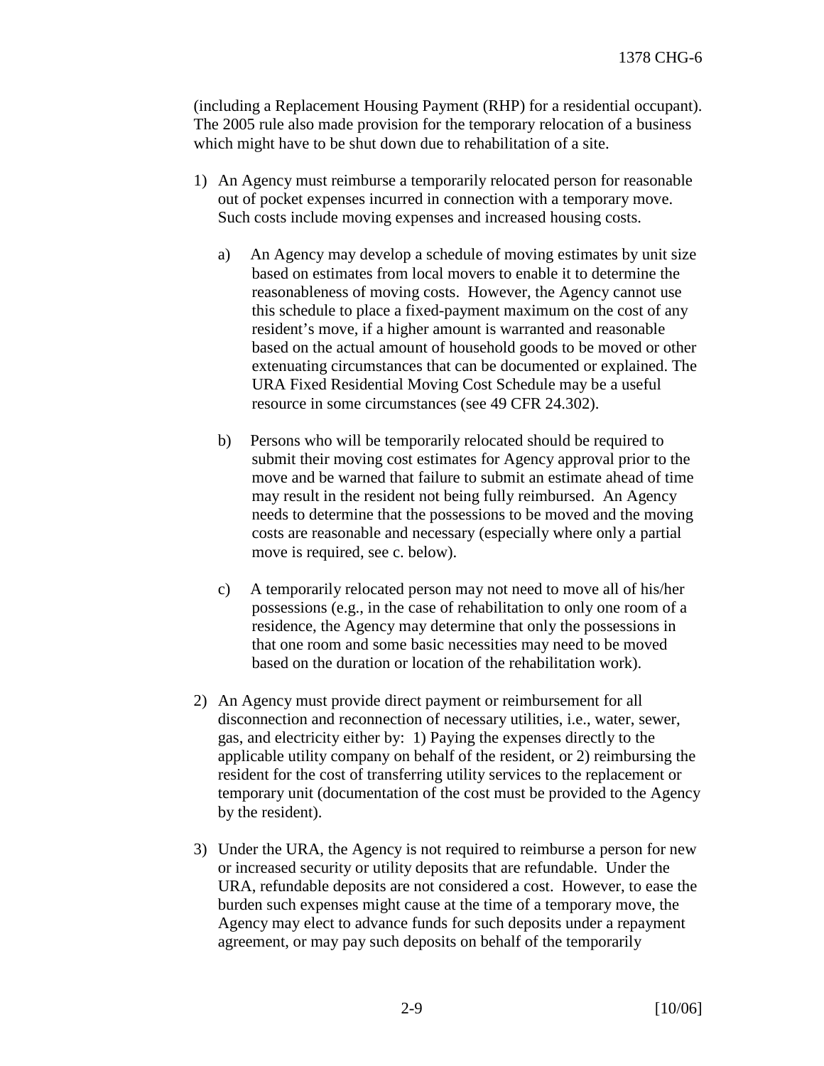(including a Replacement Housing Payment (RHP) for a residential occupant). The 2005 rule also made provision for the temporary relocation of a business which might have to be shut down due to rehabilitation of a site.

1) An Agency must reimburse a temporarily relocated person for reasonable out of pocket expenses incurred in connection with a temporary move. Such costs include moving expenses and increased housing costs.

   a) An Agency may develop a schedule of moving estimates by unit size based on estimates from local movers to enable it to determine the reasonableness of moving costs. However, the Agency cannot use this schedule to place a fixed-payment maximum on the cost of any resident's move, if a higher amount is warranted and reasonable based on the actual amount of household goods to be moved or other extenuating circumstances that can be documented or explained. The URA Fixed Residential Moving Cost Schedule may be a useful resource in some circumstances (see 49 CFR 24.302).

   b) Persons who will be temporarily relocated should be required to submit their moving cost estimates for Agency approval prior to the move and be warned that failure to submit an estimate ahead of time may result in the resident not being fully reimbursed. An Agency needs to determine that the possessions to be moved and the moving costs are reasonable and necessary (especially where only a partial move is required, see c. below).

   c) A temporarily relocated person may not need to move all of his/her possessions (e.g., in the case of rehabilitation to only one room of a residence, the Agency may determine that only the possessions in that one room and some basic necessities may need to be moved based on the duration or location of the rehabilitation work).

2) An Agency must provide direct payment or reimbursement for all disconnection and reconnection of necessary utilities, i.e., water, sewer, gas, and electricity either by: 1) Paying the expenses directly to the applicable utility company on behalf of the resident, or 2) reimbursing the resident for the cost of transferring utility services to the replacement or temporary unit (documentation of the cost must be provided to the Agency by the resident).

3) Under the URA, the Agency is not required to reimburse a person for new or increased security or utility deposits that are refundable. Under the URA, refundable deposits are not considered a cost. However, to ease the burden such expenses might cause at the time of a temporary move, the Agency may elect to advance funds for such deposits under a repayment agreement, or may pay such deposits on behalf of the temporarily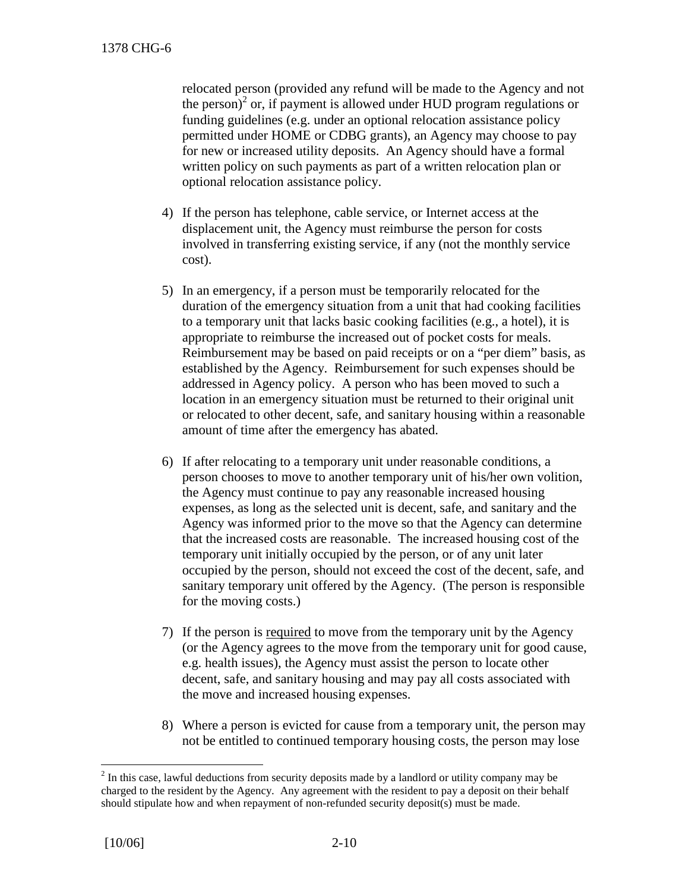relocated person (provided any refund will be made to the Agency and not the person)[2] or, if payment is allowed under HUD program regulations or funding guidelines (e.g. under an optional relocation assistance policy permitted under HOME or CDBG grants), an Agency may choose to pay for new or increased utility deposits. An Agency should have a formal written policy on such payments as part of a written relocation plan or optional relocation assistance policy.

4) If the person has telephone, cable service, or Internet access at the displacement unit, the Agency must reimburse the person for costs involved in transferring existing service, if any (not the monthly service cost).

5) In an emergency, if a person must be temporarily relocated for the duration of the emergency situation from a unit that had cooking facilities to a temporary unit that lacks basic cooking facilities (e.g., a hotel), it is appropriate to reimburse the increased out of pocket costs for meals. Reimbursement may be based on paid receipts or on a "per diem" basis, as established by the Agency. Reimbursement for such expenses should be addressed in Agency policy. A person who has been moved to such a location in an emergency situation must be returned to their original unit or relocated to other decent, safe, and sanitary housing within a reasonable amount of time after the emergency has abated.

6) If after relocating to a temporary unit under reasonable conditions, a person chooses to move to another temporary unit of his/her own volition, the Agency must continue to pay any reasonable increased housing expenses, as long as the selected unit is decent, safe, and sanitary and the Agency was informed prior to the move so that the Agency can determine that the increased costs are reasonable. The increased housing cost of the temporary unit initially occupied by the person, or of any unit later occupied by the person, should not exceed the cost of the decent, safe, and sanitary temporary unit offered by the Agency. (The person is responsible for the moving costs.)

7) If the person is <u>required</u> to move from the temporary unit by the Agency (or the Agency agrees to the move from the temporary unit for good cause, e.g. health issues), the Agency must assist the person to locate other decent, safe, and sanitary housing and may pay all costs associated with the move and increased housing expenses.

8) Where a person is evicted for cause from a temporary unit, the person may not be entitled to continued temporary housing costs, the person may lose

[2] In this case, lawful deductions from security deposits made by a landlord or utility company may be charged to the resident by the Agency. Any agreement with the resident to pay a deposit on their behalf should stipulate how and when repayment of non-refunded security deposit(s) must be made.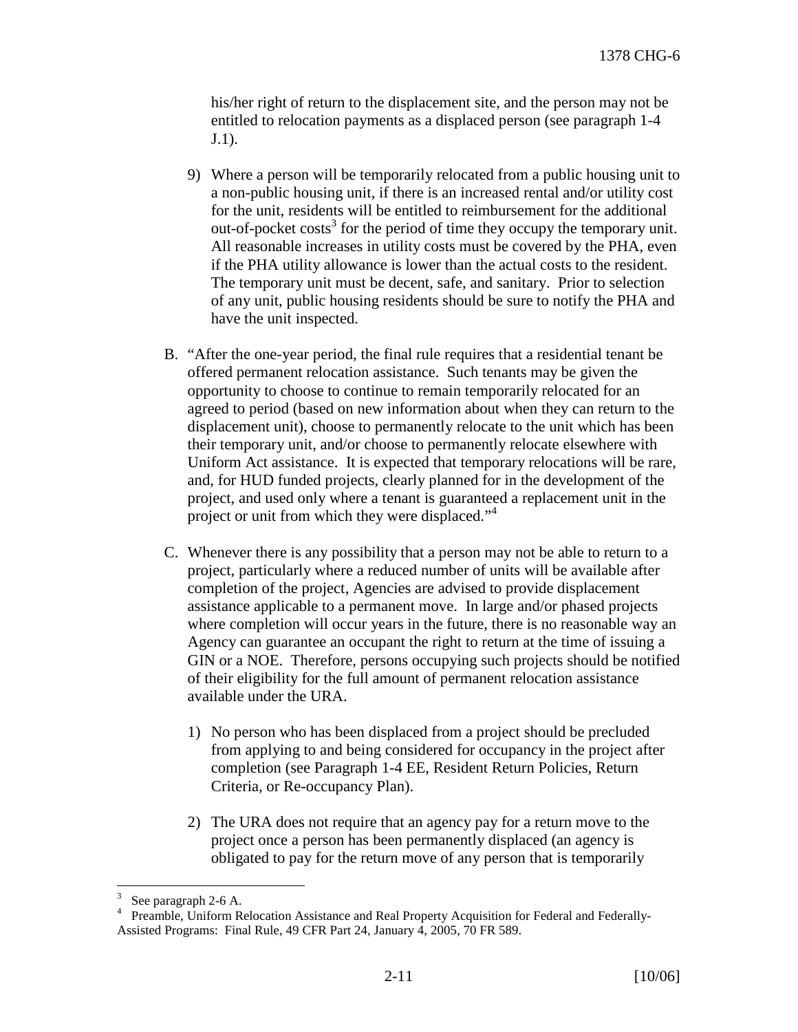his/her right of return to the displacement site, and the person may not be entitled to relocation payments as a displaced person (see paragraph 1-4 J.1).

9) Where a person will be temporarily relocated from a public housing unit to a non-public housing unit, if there is an increased rental and/or utility cost for the unit, residents will be entitled to reimbursement for the additional out-of-pocket costs[3] for the period of time they occupy the temporary unit. All reasonable increases in utility costs must be covered by the PHA, even if the PHA utility allowance is lower than the actual costs to the resident. The temporary unit must be decent, safe, and sanitary. Prior to selection of any unit, public housing residents should be sure to notify the PHA and have the unit inspected.

B. "After the one-year period, the final rule requires that a residential tenant be offered permanent relocation assistance. Such tenants may be given the opportunity to choose to continue to remain temporarily relocated for an agreed to period (based on new information about when they can return to the displacement unit), choose to permanently relocate to the unit which has been their temporary unit, and/or choose to permanently relocate elsewhere with Uniform Act assistance. It is expected that temporary relocations will be rare, and, for HUD funded projects, clearly planned for in the development of the project, and used only where a tenant is guaranteed a replacement unit in the project or unit from which they were displaced."[4]

C. Whenever there is any possibility that a person may not be able to return to a project, particularly where a reduced number of units will be available after completion of the project, Agencies are advised to provide displacement assistance applicable to a permanent move. In large and/or phased projects where completion will occur years in the future, there is no reasonable way an Agency can guarantee an occupant the right to return at the time of issuing a GIN or a NOE. Therefore, persons occupying such projects should be notified of their eligibility for the full amount of permanent relocation assistance available under the URA.

1) No person who has been displaced from a project should be precluded from applying to and being considered for occupancy in the project after completion (see Paragraph 1-4 EE, Resident Return Policies, Return Criteria, or Re-occupancy Plan).

2) The URA does not require that an agency pay for a return move to the project once a person has been permanently displaced (an agency is obligated to pay for the return move of any person that is temporarily

---

[3] See paragraph 2-6 A.

[4] Preamble, Uniform Relocation Assistance and Real Property Acquisition for Federal and Federally-Assisted Programs: Final Rule, 49 CFR Part 24, January 4, 2005, 70 FR 589.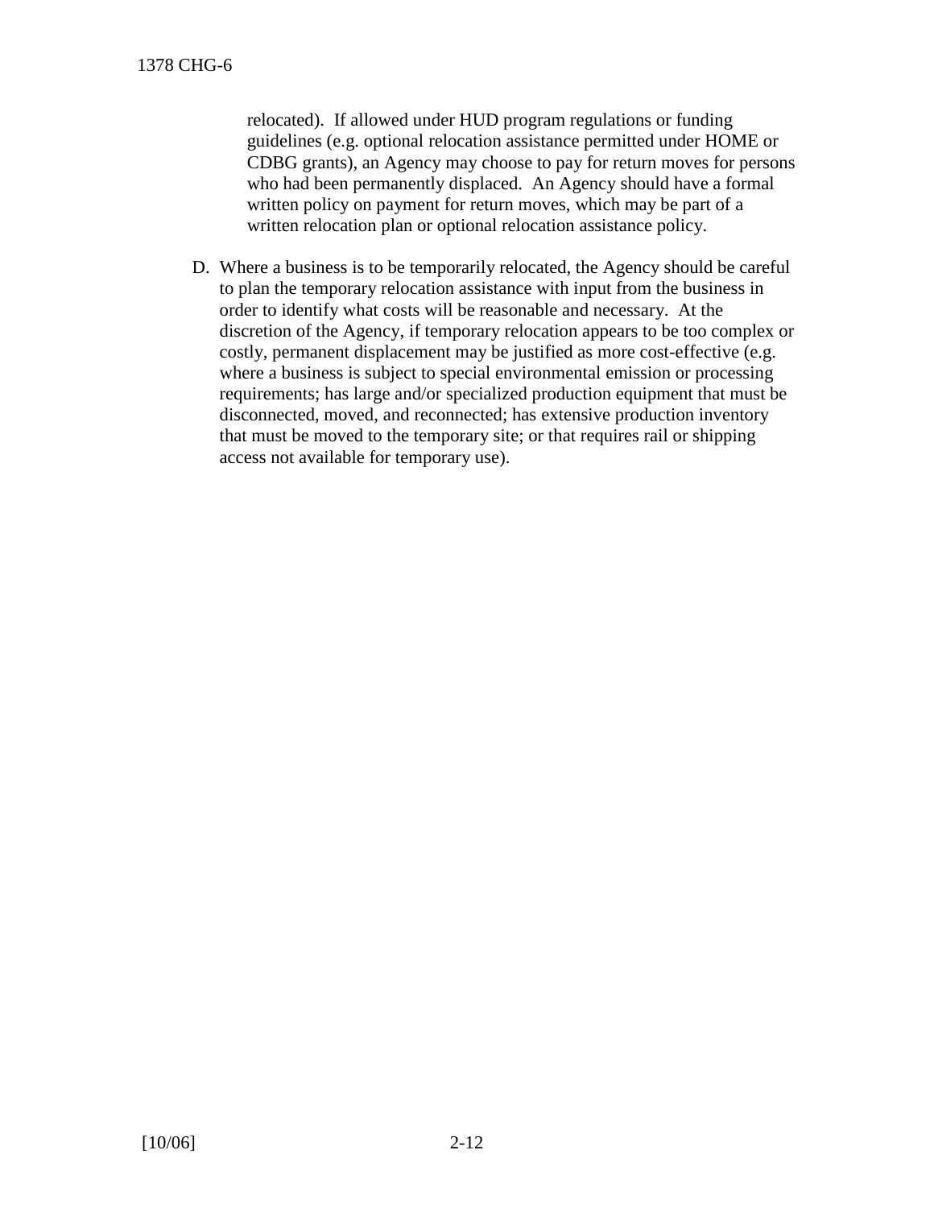relocated). If allowed under HUD program regulations or funding guidelines (e.g. optional relocation assistance permitted under HOME or CDBG grants), an Agency may choose to pay for return moves for persons who had been permanently displaced. An Agency should have a formal written policy on payment for return moves, which may be part of a written relocation plan or optional relocation assistance policy.

D. Where a business is to be temporarily relocated, the Agency should be careful to plan the temporary relocation assistance with input from the business in order to identify what costs will be reasonable and necessary. At the discretion of the Agency, if temporary relocation appears to be too complex or costly, permanent displacement may be justified as more cost-effective (e.g. where a business is subject to special environmental emission or processing requirements; has large and/or specialized production equipment that must be disconnected, moved, and reconnected; has extensive production inventory that must be moved to the temporary site; or that requires rail or shipping access not available for temporary use).